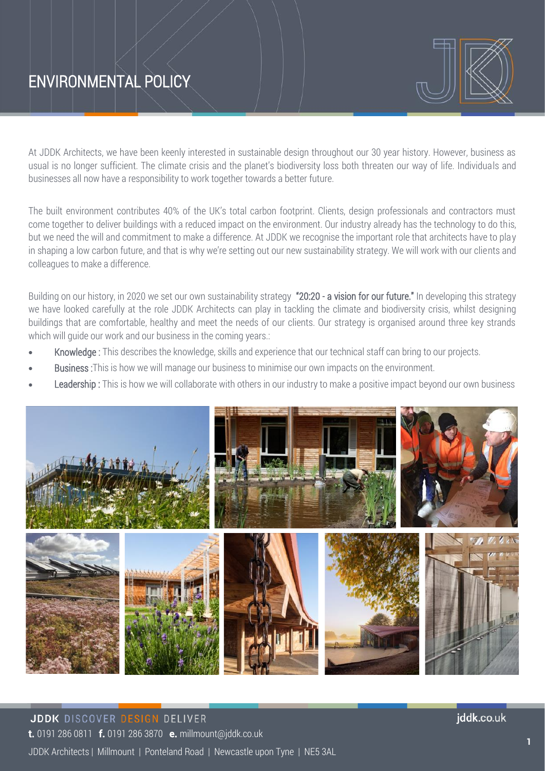# ENVIRONMENTAL POLICY

At JDDK Architects, we have been keenly interested in sustainable design throughout our 30 year history. However, business as usual is no longer sufficient. The climate crisis and the planet's biodiversity loss both threaten our way of life. Individuals and businesses all now have a responsibility to work together towards a better future.

The built environment contributes 40% of the UK's total carbon footprint. Clients, design professionals and contractors must come together to deliver buildings with a reduced impact on the environment. Our industry already has the technology to do this, but we need the will and commitment to make a difference. At JDDK we recognise the important role that architects have to play in shaping a low carbon future, and that is why we're setting out our new sustainability strategy. We will work with our clients and colleagues to make a difference.

Building on our history, in 2020 we set our own sustainability strategy **"20:20 - a vision for our future."** In developing this strategy we have looked carefully at the role JDDK Architects can play in tackling the climate and biodiversity crisis, whilst designing buildings that are comfortable, healthy and meet the needs of our clients. Our strategy is organised around three key strands which will guide our work and our business in the coming years.:

- **Knowledge** : This describes the knowledge, skills and experience that our technical staff can bring to our projects.
- **Business** :This is how we will manage our business to minimise our own impacts on the environment.
- **Leadership** : This is how we will collaborate with others in our industry to make a positive impact beyond our own business

**JDDK** DISCOVER DESIGN DELIVER

**t.** 0191 286 0811 **f.** 0191 286 3870 **e.** millmount@jddk.co.uk

JDDK Architects | Millmount | Ponteland Road | Newcastle upon Tyne | NE5 3AL

jddk.co.uk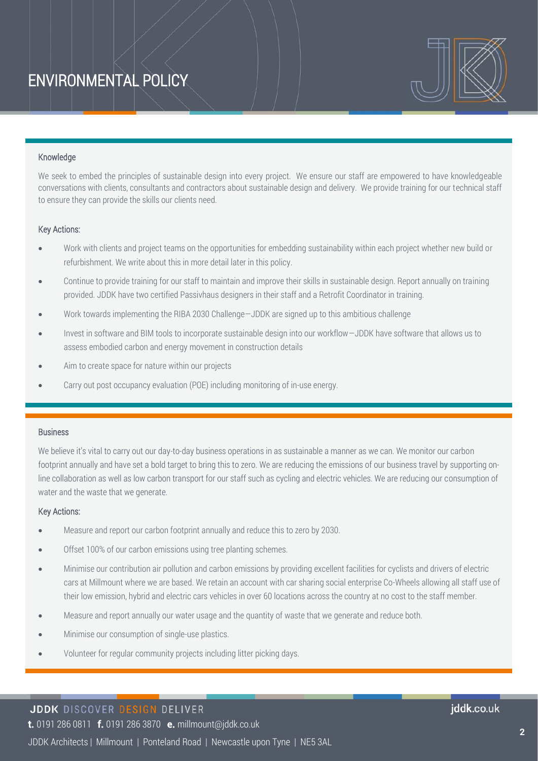# ENVIRONMENTAL POLICY

### Knowledge

We seek to embed the principles of sustainable design into every project. We ensure our staff are empowered to have knowledgeable conversations with clients, consultants and contractors about sustainable design and delivery. We provide training for our technical staff to ensure they can provide the skills our clients need.

#### Key Actions:

- Work with clients and project teams on the opportunities for embedding sustainability within each project whether new build or refurbishment. We write about this in more detail later in this policy.
- Continue to provide training for our staff to maintain and improve their skills in sustainable design. Report annually on training provided. JDDK have two certified Passivhaus designers in their staff and a Retrofit Coordinator in training.
- Work towards implementing the RIBA 2030 Challenge—JDDK are signed up to this ambitious challenge
- Invest in software and BIM tools to incorporate sustainable design into our workflow—JDDK have software that allows us to assess embodied carbon and energy movement in construction details
- Aim to create space for nature within our projects
- Carry out post occupancy evaluation (POE) including monitoring of in-use energy.

### Business

We believe it's vital to carry out our day-to-day business operations in as sustainable a manner as we can. We monitor our carbon footprint annually and have set a bold target to bring this to zero. We are reducing the emissions of our business travel by supporting on-line collaboration as well as low carbon transport for our staff such as cycling and electric vehicles. We are reducing our consumption of water and the waste that we generate.

#### Key Actions:

- Measure and report our carbon footprint annually and reduce this to zero by 2030.
- Offset 100% of our carbon emissions using tree planting schemes.
- Minimise our contribution air pollution and carbon emissions by providing excellent facilities for cyclists and drivers of electric cars at Millmount where we are based. We retain an account with car sharing social enterprise Co-Wheels allowing all staff use of their low emission, hybrid and electric cars vehicles in over 60 locations across the country at no cost to the staff member.
- Measure and report annually our water usage and the quantity of waste that we generate and reduce both.
- Minimise our consumption of single-use plastics.
- Volunteer for regular community projects including litter picking days.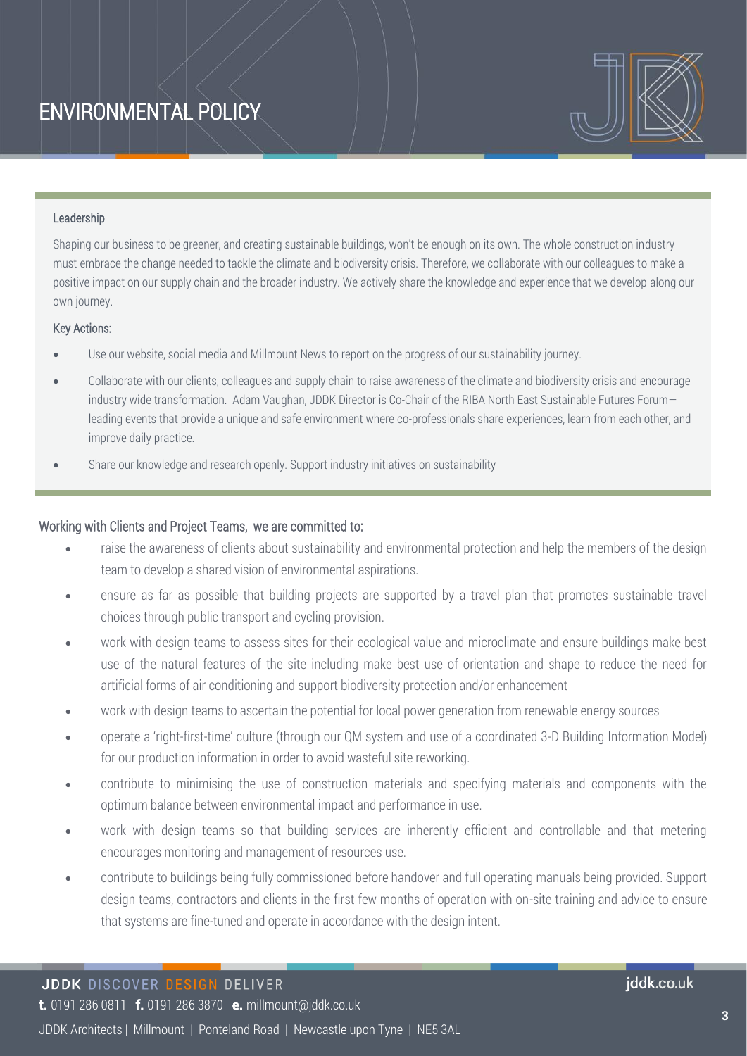# ENVIRONMENTAL POLICY

### Leadership

Shaping our business to be greener, and creating sustainable buildings, won't be enough on its own. The whole construction industry must embrace the change needed to tackle the climate and biodiversity crisis. Therefore, we collaborate with our colleagues to make a positive impact on our supply chain and the broader industry. We actively share the knowledge and experience that we develop along our own journey.

#### Key Actions:

- Use our website, social media and Millmount News to report on the progress of our sustainability journey.
- Collaborate with our clients, colleagues and supply chain to raise awareness of the climate and biodiversity crisis and encourage industry wide transformation. Adam Vaughan, JDDK Director is Co-Chair of the RIBA North East Sustainable Futures Forum—leading events that provide a unique and safe environment where co-professionals share experiences, learn from each other, and improve daily practice.
- Share our knowledge and research openly. Support industry initiatives on sustainability

### Working with Clients and Project Teams, we are committed to:

- raise the awareness of clients about sustainability and environmental protection and help the members of the design team to develop a shared vision of environmental aspirations.
- ensure as far as possible that building projects are supported by a travel plan that promotes sustainable travel choices through public transport and cycling provision.
- work with design teams to assess sites for their ecological value and microclimate and ensure buildings make best use of the natural features of the site including make best use of orientation and shape to reduce the need for artificial forms of air conditioning and support biodiversity protection and/or enhancement
- work with design teams to ascertain the potential for local power generation from renewable energy sources
- operate a 'right-first-time' culture (through our QM system and use of a coordinated 3-D Building Information Model) for our production information in order to avoid wasteful site reworking.
- contribute to minimising the use of construction materials and specifying materials and components with the optimum balance between environmental impact and performance in use.
- work with design teams so that building services are inherently efficient and controllable and that metering encourages monitoring and management of resources use.
- contribute to buildings being fully commissioned before handover and full operating manuals being provided. Support design teams, contractors and clients in the first few months of operation with on-site training and advice to ensure that systems are fine-tuned and operate in accordance with the design intent.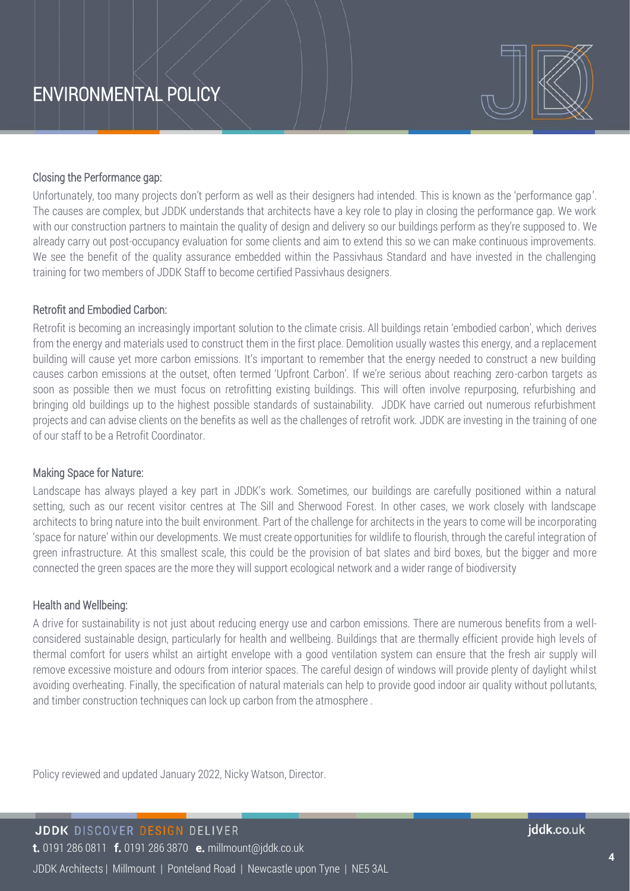# ENVIRONMENTAL POLICY

### Closing the Performance gap:

Unfortunately, too many projects don't perform as well as their designers had intended. This is known as the 'performance gap'. The causes are complex, but JDDK understands that architects have a key role to play in closing the performance gap. We work with our construction partners to maintain the quality of design and delivery so our buildings perform as they're supposed to. We already carry out post-occupancy evaluation for some clients and aim to extend this so we can make continuous improvements. We see the benefit of the quality assurance embedded within the Passivhaus Standard and have invested in the challenging training for two members of JDDK Staff to become certified Passivhaus designers.

### Retrofit and Embodied Carbon:

Retrofit is becoming an increasingly important solution to the climate crisis. All buildings retain 'embodied carbon', which derives from the energy and materials used to construct them in the first place. Demolition usually wastes this energy, and a replacement building will cause yet more carbon emissions. It's important to remember that the energy needed to construct a new building causes carbon emissions at the outset, often termed 'Upfront Carbon'. If we're serious about reaching zero-carbon targets as soon as possible then we must focus on retrofitting existing buildings. This will often involve repurposing, refurbishing and bringing old buildings up to the highest possible standards of sustainability. JDDK have carried out numerous refurbishment projects and can advise clients on the benefits as well as the challenges of retrofit work. JDDK are investing in the training of one of our staff to be a Retrofit Coordinator.

### Making Space for Nature:

Landscape has always played a key part in JDDK's work. Sometimes, our buildings are carefully positioned within a natural setting, such as our recent visitor centres at The Sill and Sherwood Forest. In other cases, we work closely with landscape architects to bring nature into the built environment. Part of the challenge for architects in the years to come will be incorporating 'space for nature' within our developments. We must create opportunities for wildlife to flourish, through the careful integration of green infrastructure. At this smallest scale, this could be the provision of bat slates and bird boxes, but the bigger and more connected the green spaces are the more they will support ecological network and a wider range of biodiversity

### Health and Wellbeing:

A drive for sustainability is not just about reducing energy use and carbon emissions. There are numerous benefits from a well-considered sustainable design, particularly for health and wellbeing. Buildings that are thermally efficient provide high levels of thermal comfort for users whilst an airtight envelope with a good ventilation system can ensure that the fresh air supply will remove excessive moisture and odours from interior spaces. The careful design of windows will provide plenty of daylight whilst avoiding overheating. Finally, the specification of natural materials can help to provide good indoor air quality without pollutants, and timber construction techniques can lock up carbon from the atmosphere .

Policy reviewed and updated January 2022, Nicky Watson, Director.